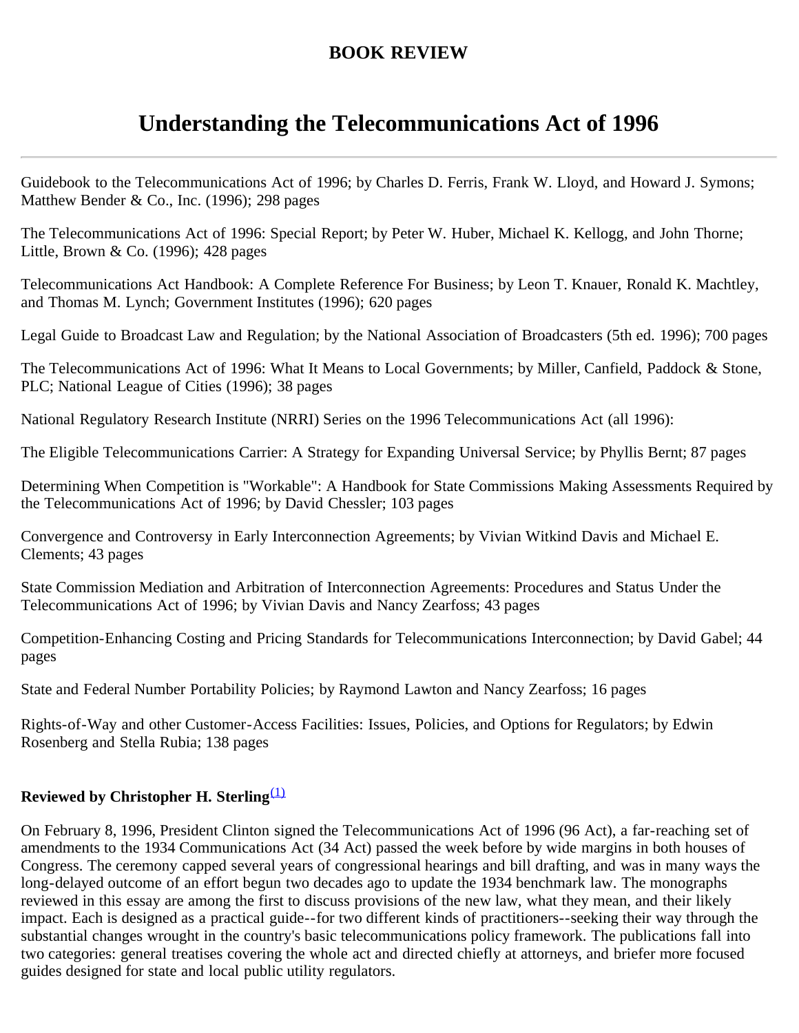# BOOK REVIEW

## Understanding the Telecommunications Act of 1996

---

Guidebook to the Telecommunications Act of 1996; by Charles D. Ferris, Frank W. Lloyd, and Howard J. Symons; Matthew Bender & Co., Inc. (1996); 298 pages

The Telecommunications Act of 1996: Special Report; by Peter W. Huber, Michael K. Kellogg, and John Thorne; Little, Brown & Co. (1996); 428 pages

Telecommunications Act Handbook: A Complete Reference For Business; by Leon T. Knauer, Ronald K. Machtley, and Thomas M. Lynch; Government Institutes (1996); 620 pages

Legal Guide to Broadcast Law and Regulation; by the National Association of Broadcasters (5th ed. 1996); 700 pages

The Telecommunications Act of 1996: What It Means to Local Governments; by Miller, Canfield, Paddock & Stone, PLC; National League of Cities (1996); 38 pages

National Regulatory Research Institute (NRRI) Series on the 1996 Telecommunications Act (all 1996):

The Eligible Telecommunications Carrier: A Strategy for Expanding Universal Service; by Phyllis Bernt; 87 pages

Determining When Competition is "Workable": A Handbook for State Commissions Making Assessments Required by the Telecommunications Act of 1996; by David Chessler; 103 pages

Convergence and Controversy in Early Interconnection Agreements; by Vivian Witkind Davis and Michael E. Clements; 43 pages

State Commission Mediation and Arbitration of Interconnection Agreements: Procedures and Status Under the Telecommunications Act of 1996; by Vivian Davis and Nancy Zearfoss; 43 pages

Competition-Enhancing Costing and Pricing Standards for Telecommunications Interconnection; by David Gabel; 44 pages

State and Federal Number Portability Policies; by Raymond Lawton and Nancy Zearfoss; 16 pages

Rights-of-Way and other Customer-Access Facilities: Issues, Policies, and Options for Regulators; by Edwin Rosenberg and Stella Rubia; 138 pages

**Reviewed by Christopher H. Sterling**[(1)]

On February 8, 1996, President Clinton signed the Telecommunications Act of 1996 (96 Act), a far-reaching set of amendments to the 1934 Communications Act (34 Act) passed the week before by wide margins in both houses of Congress. The ceremony capped several years of congressional hearings and bill drafting, and was in many ways the long-delayed outcome of an effort begun two decades ago to update the 1934 benchmark law. The monographs reviewed in this essay are among the first to discuss provisions of the new law, what they mean, and their likely impact. Each is designed as a practical guide--for two different kinds of practitioners--seeking their way through the substantial changes wrought in the country's basic telecommunications policy framework. The publications fall into two categories: general treatises covering the whole act and directed chiefly at attorneys, and briefer more focused guides designed for state and local public utility regulators.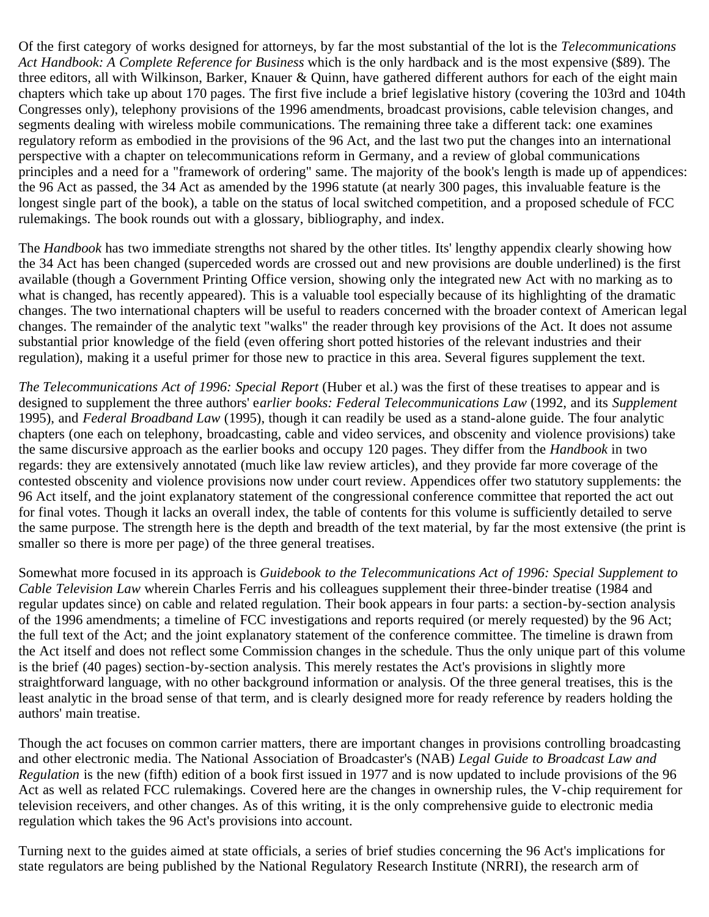Of the first category of works designed for attorneys, by far the most substantial of the lot is the *Telecommunications Act Handbook: A Complete Reference for Business* which is the only hardback and is the most expensive ($89). The three editors, all with Wilkinson, Barker, Knauer & Quinn, have gathered different authors for each of the eight main chapters which take up about 170 pages. The first five include a brief legislative history (covering the 103rd and 104th Congresses only), telephony provisions of the 1996 amendments, broadcast provisions, cable television changes, and segments dealing with wireless mobile communications. The remaining three take a different tack: one examines regulatory reform as embodied in the provisions of the 96 Act, and the last two put the changes into an international perspective with a chapter on telecommunications reform in Germany, and a review of global communications principles and a need for a "framework of ordering" same. The majority of the book's length is made up of appendices: the 96 Act as passed, the 34 Act as amended by the 1996 statute (at nearly 300 pages, this invaluable feature is the longest single part of the book), a table on the status of local switched competition, and a proposed schedule of FCC rulemakings. The book rounds out with a glossary, bibliography, and index.

The *Handbook* has two immediate strengths not shared by the other titles. Its' lengthy appendix clearly showing how the 34 Act has been changed (superceded words are crossed out and new provisions are double underlined) is the first available (though a Government Printing Office version, showing only the integrated new Act with no marking as to what is changed, has recently appeared). This is a valuable tool especially because of its highlighting of the dramatic changes. The two international chapters will be useful to readers concerned with the broader context of American legal changes. The remainder of the analytic text "walks" the reader through key provisions of the Act. It does not assume substantial prior knowledge of the field (even offering short potted histories of the relevant industries and their regulation), making it a useful primer for those new to practice in this area. Several figures supplement the text.

*The Telecommunications Act of 1996: Special Report* (Huber et al.) was the first of these treatises to appear and is designed to supplement the three authors' e*arlier books: Federal Telecommunications Law* (1992, and its *Supplement* 1995), and *Federal Broadband Law* (1995), though it can readily be used as a stand-alone guide. The four analytic chapters (one each on telephony, broadcasting, cable and video services, and obscenity and violence provisions) take the same discursive approach as the earlier books and occupy 120 pages. They differ from the *Handbook* in two regards: they are extensively annotated (much like law review articles), and they provide far more coverage of the contested obscenity and violence provisions now under court review. Appendices offer two statutory supplements: the 96 Act itself, and the joint explanatory statement of the congressional conference committee that reported the act out for final votes. Though it lacks an overall index, the table of contents for this volume is sufficiently detailed to serve the same purpose. The strength here is the depth and breadth of the text material, by far the most extensive (the print is smaller so there is more per page) of the three general treatises.

Somewhat more focused in its approach is *Guidebook to the Telecommunications Act of 1996: Special Supplement to Cable Television Law* wherein Charles Ferris and his colleagues supplement their three-binder treatise (1984 and regular updates since) on cable and related regulation. Their book appears in four parts: a section-by-section analysis of the 1996 amendments; a timeline of FCC investigations and reports required (or merely requested) by the 96 Act; the full text of the Act; and the joint explanatory statement of the conference committee. The timeline is drawn from the Act itself and does not reflect some Commission changes in the schedule. Thus the only unique part of this volume is the brief (40 pages) section-by-section analysis. This merely restates the Act's provisions in slightly more straightforward language, with no other background information or analysis. Of the three general treatises, this is the least analytic in the broad sense of that term, and is clearly designed more for ready reference by readers holding the authors' main treatise.

Though the act focuses on common carrier matters, there are important changes in provisions controlling broadcasting and other electronic media. The National Association of Broadcaster's (NAB) *Legal Guide to Broadcast Law and Regulation* is the new (fifth) edition of a book first issued in 1977 and is now updated to include provisions of the 96 Act as well as related FCC rulemakings. Covered here are the changes in ownership rules, the V-chip requirement for television receivers, and other changes. As of this writing, it is the only comprehensive guide to electronic media regulation which takes the 96 Act's provisions into account.

Turning next to the guides aimed at state officials, a series of brief studies concerning the 96 Act's implications for state regulators are being published by the National Regulatory Research Institute (NRRI), the research arm of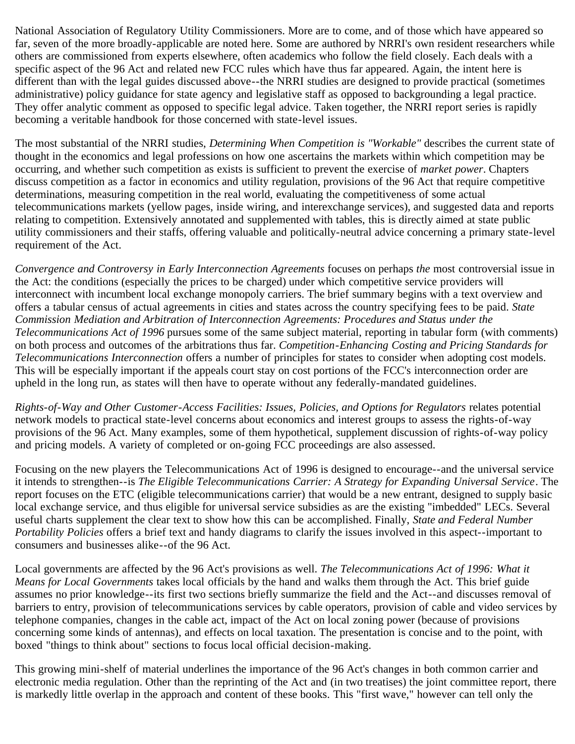National Association of Regulatory Utility Commissioners. More are to come, and of those which have appeared so far, seven of the more broadly-applicable are noted here. Some are authored by NRRI's own resident researchers while others are commissioned from experts elsewhere, often academics who follow the field closely. Each deals with a specific aspect of the 96 Act and related new FCC rules which have thus far appeared. Again, the intent here is different than with the legal guides discussed above--the NRRI studies are designed to provide practical (sometimes administrative) policy guidance for state agency and legislative staff as opposed to backgrounding a legal practice. They offer analytic comment as opposed to specific legal advice. Taken together, the NRRI report series is rapidly becoming a veritable handbook for those concerned with state-level issues.

The most substantial of the NRRI studies, *Determining When Competition is "Workable"* describes the current state of thought in the economics and legal professions on how one ascertains the markets within which competition may be occurring, and whether such competition as exists is sufficient to prevent the exercise of *market power*. Chapters discuss competition as a factor in economics and utility regulation, provisions of the 96 Act that require competitive determinations, measuring competition in the real world, evaluating the competitiveness of some actual telecommunications markets (yellow pages, inside wiring, and interexchange services), and suggested data and reports relating to competition. Extensively annotated and supplemented with tables, this is directly aimed at state public utility commissioners and their staffs, offering valuable and politically-neutral advice concerning a primary state-level requirement of the Act.

*Convergence and Controversy in Early Interconnection Agreements* focuses on perhaps *the* most controversial issue in the Act: the conditions (especially the prices to be charged) under which competitive service providers will interconnect with incumbent local exchange monopoly carriers. The brief summary begins with a text overview and offers a tabular census of actual agreements in cities and states across the country specifying fees to be paid. *State Commission Mediation and Arbitration of Interconnection Agreements: Procedures and Status under the Telecommunications Act of 1996* pursues some of the same subject material, reporting in tabular form (with comments) on both process and outcomes of the arbitrations thus far. *Competition-Enhancing Costing and Pricing Standards for Telecommunications Interconnection* offers a number of principles for states to consider when adopting cost models. This will be especially important if the appeals court stay on cost portions of the FCC's interconnection order are upheld in the long run, as states will then have to operate without any federally-mandated guidelines.

*Rights-of-Way and Other Customer-Access Facilities: Issues, Policies, and Options for Regulators* relates potential network models to practical state-level concerns about economics and interest groups to assess the rights-of-way provisions of the 96 Act. Many examples, some of them hypothetical, supplement discussion of rights-of-way policy and pricing models. A variety of completed or on-going FCC proceedings are also assessed.

Focusing on the new players the Telecommunications Act of 1996 is designed to encourage--and the universal service it intends to strengthen--is *The Eligible Telecommunications Carrier: A Strategy for Expanding Universal Service*. The report focuses on the ETC (eligible telecommunications carrier) that would be a new entrant, designed to supply basic local exchange service, and thus eligible for universal service subsidies as are the existing "imbedded" LECs. Several useful charts supplement the clear text to show how this can be accomplished. Finally, *State and Federal Number Portability Policies* offers a brief text and handy diagrams to clarify the issues involved in this aspect--important to consumers and businesses alike--of the 96 Act.

Local governments are affected by the 96 Act's provisions as well. *The Telecommunications Act of 1996: What it Means for Local Governments* takes local officials by the hand and walks them through the Act. This brief guide assumes no prior knowledge--its first two sections briefly summarize the field and the Act--and discusses removal of barriers to entry, provision of telecommunications services by cable operators, provision of cable and video services by telephone companies, changes in the cable act, impact of the Act on local zoning power (because of provisions concerning some kinds of antennas), and effects on local taxation. The presentation is concise and to the point, with boxed "things to think about" sections to focus local official decision-making.

This growing mini-shelf of material underlines the importance of the 96 Act's changes in both common carrier and electronic media regulation. Other than the reprinting of the Act and (in two treatises) the joint committee report, there is markedly little overlap in the approach and content of these books. This "first wave," however can tell only the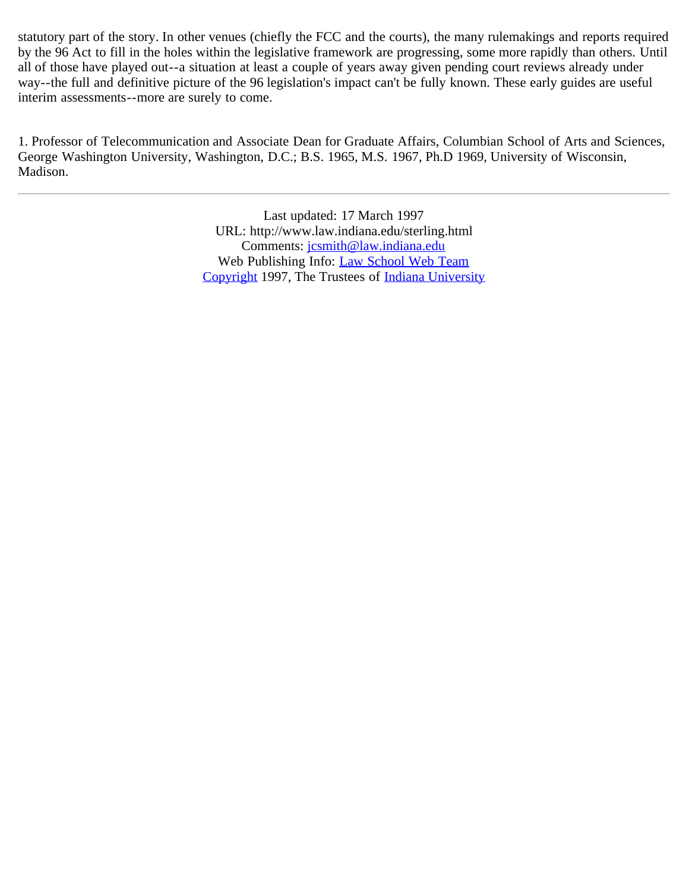statutory part of the story. In other venues (chiefly the FCC and the courts), the many rulemakings and reports required by the 96 Act to fill in the holes within the legislative framework are progressing, some more rapidly than others. Until all of those have played out--a situation at least a couple of years away given pending court reviews already under way--the full and definitive picture of the 96 legislation's impact can't be fully known. These early guides are useful interim assessments--more are surely to come.

1. Professor of Telecommunication and Associate Dean for Graduate Affairs, Columbian School of Arts and Sciences, George Washington University, Washington, D.C.; B.S. 1965, M.S. 1967, Ph.D 1969, University of Wisconsin, Madison.

---

Last updated: 17 March 1997
URL: http://www.law.indiana.edu/sterling.html
Comments: jcsmith@law.indiana.edu
Web Publishing Info: Law School Web Team
Copyright 1997, The Trustees of Indiana University